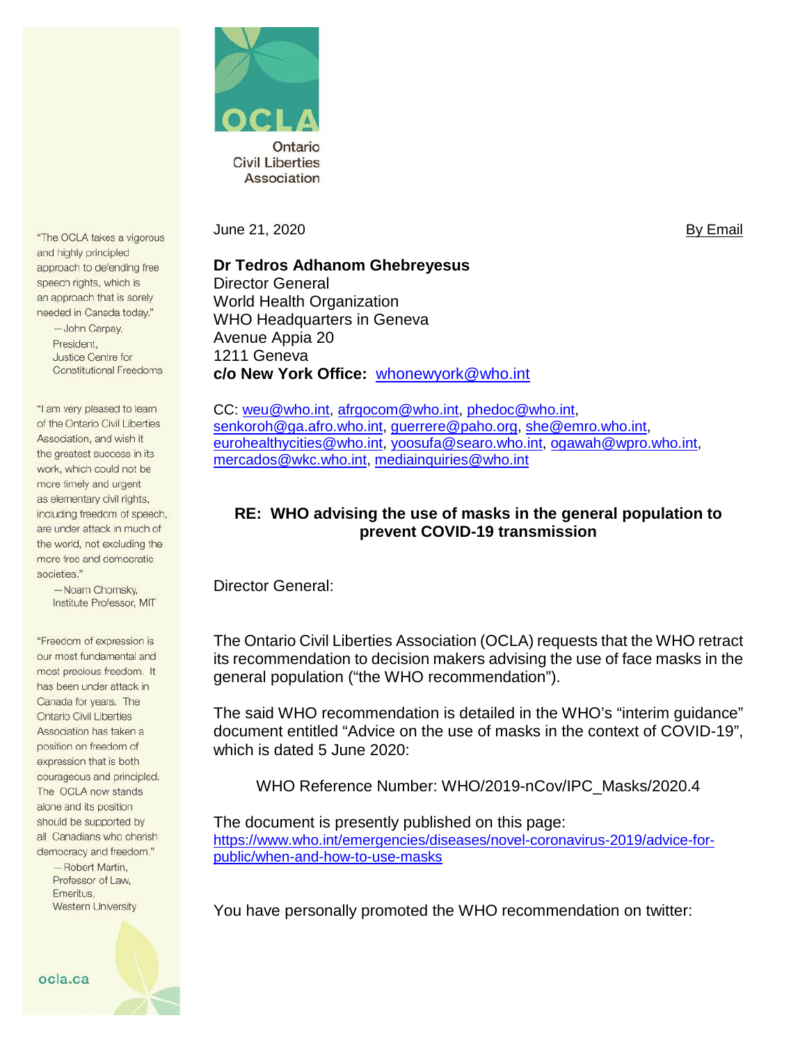**OCLA**

Ontario Civil Liberties Association

"The OCLA takes a vigorous and highly principled approach to defending free speech rights, which is an approach that is sorely needed in Canada today."
—John Carpay, President, Justice Centre for Constitutional Freedoms

"I am very pleased to learn of the Ontario Civil Liberties Association, and wish it the greatest success in its work, which could not be more timely and urgent as elementary civil rights, including freedom of speech, are under attack in much of the world, not excluding the more free and democratic societies."
—Noam Chomsky, Institute Professor, MIT

"Freedom of expression is our most fundamental and most precious freedom. It has been under attack in Canada for years. The Ontario Civil Liberties Association has taken a position on freedom of expression that is both courageous and principled. The OCLA now stands alone and its position should be supported by all Canadians who cherish democracy and freedom."
—Robert Martin, Professor of Law, Emeritus, Western University

ocla.ca

June 21, 2020 By Email

**Dr Tedros Adhanom Ghebreyesus**
Director General
World Health Organization
WHO Headquarters in Geneva
Avenue Appia 20
1211 Geneva
**c/o New York Office:** whonewyork@who.int

CC: weu@who.int, afrgocom@who.int, phedoc@who.int, senkoroh@ga.afro.who.int, guerrere@paho.org, she@emro.who.int, eurohealthycities@who.int, yoosufa@searo.who.int, ogawah@wpro.who.int, mercados@wkc.who.int, mediainquiries@who.int

**RE: WHO advising the use of masks in the general population to prevent COVID-19 transmission**

Director General:

The Ontario Civil Liberties Association (OCLA) requests that the WHO retract its recommendation to decision makers advising the use of face masks in the general population ("the WHO recommendation").

The said WHO recommendation is detailed in the WHO's "interim guidance" document entitled "Advice on the use of masks in the context of COVID-19", which is dated 5 June 2020:

WHO Reference Number: WHO/2019-nCov/IPC_Masks/2020.4

The document is presently published on this page:
https://www.who.int/emergencies/diseases/novel-coronavirus-2019/advice-for-public/when-and-how-to-use-masks

You have personally promoted the WHO recommendation on twitter: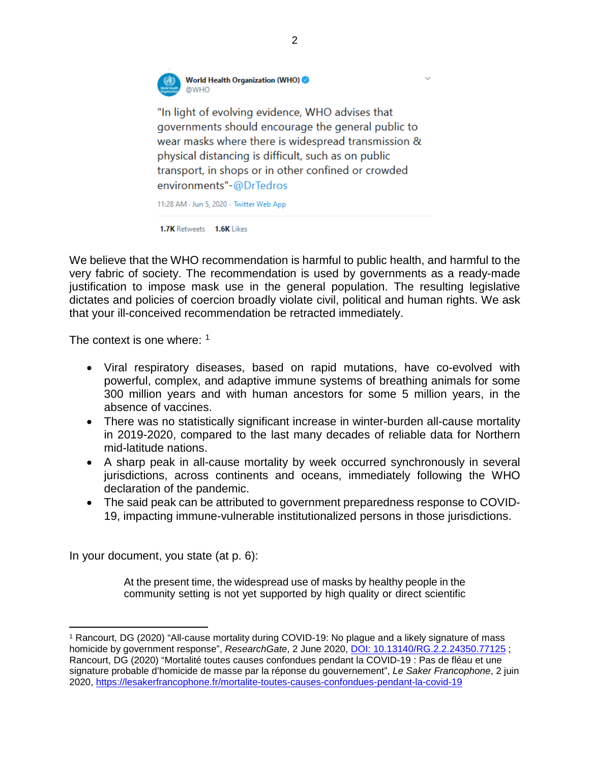World Health Organization (WHO) @WHO

"In light of evolving evidence, WHO advises that governments should encourage the general public to wear masks where there is widespread transmission & physical distancing is difficult, such as on public transport, in shops or in other confined or crowded environments"-@DrTedros

11:28 AM · Jun 5, 2020 · Twitter Web App

1.7K Retweets 1.6K Likes

We believe that the WHO recommendation is harmful to public health, and harmful to the very fabric of society. The recommendation is used by governments as a ready-made justification to impose mask use in the general population. The resulting legislative dictates and policies of coercion broadly violate civil, political and human rights. We ask that your ill-conceived recommendation be retracted immediately.

The context is one where: [1]

- Viral respiratory diseases, based on rapid mutations, have co-evolved with powerful, complex, and adaptive immune systems of breathing animals for some 300 million years and with human ancestors for some 5 million years, in the absence of vaccines.
- There was no statistically significant increase in winter-burden all-cause mortality in 2019-2020, compared to the last many decades of reliable data for Northern mid-latitude nations.
- A sharp peak in all-cause mortality by week occurred synchronously in several jurisdictions, across continents and oceans, immediately following the WHO declaration of the pandemic.
- The said peak can be attributed to government preparedness response to COVID-19, impacting immune-vulnerable institutionalized persons in those jurisdictions.

In your document, you state (at p. 6):

> At the present time, the widespread use of masks by healthy people in the community setting is not yet supported by high quality or direct scientific

---

[1] Rancourt, DG (2020) "All-cause mortality during COVID-19: No plague and a likely signature of mass homicide by government response", *ResearchGate*, 2 June 2020, DOI: 10.13140/RG.2.2.24350.77125 ; Rancourt, DG (2020) "Mortalité toutes causes confondues pendant la COVID-19 : Pas de fléau et une signature probable d'homicide de masse par la réponse du gouvernement", *Le Saker Francophone*, 2 juin 2020, https://lesakerfrancophone.fr/mortalite-toutes-causes-confondues-pendant-la-covid-19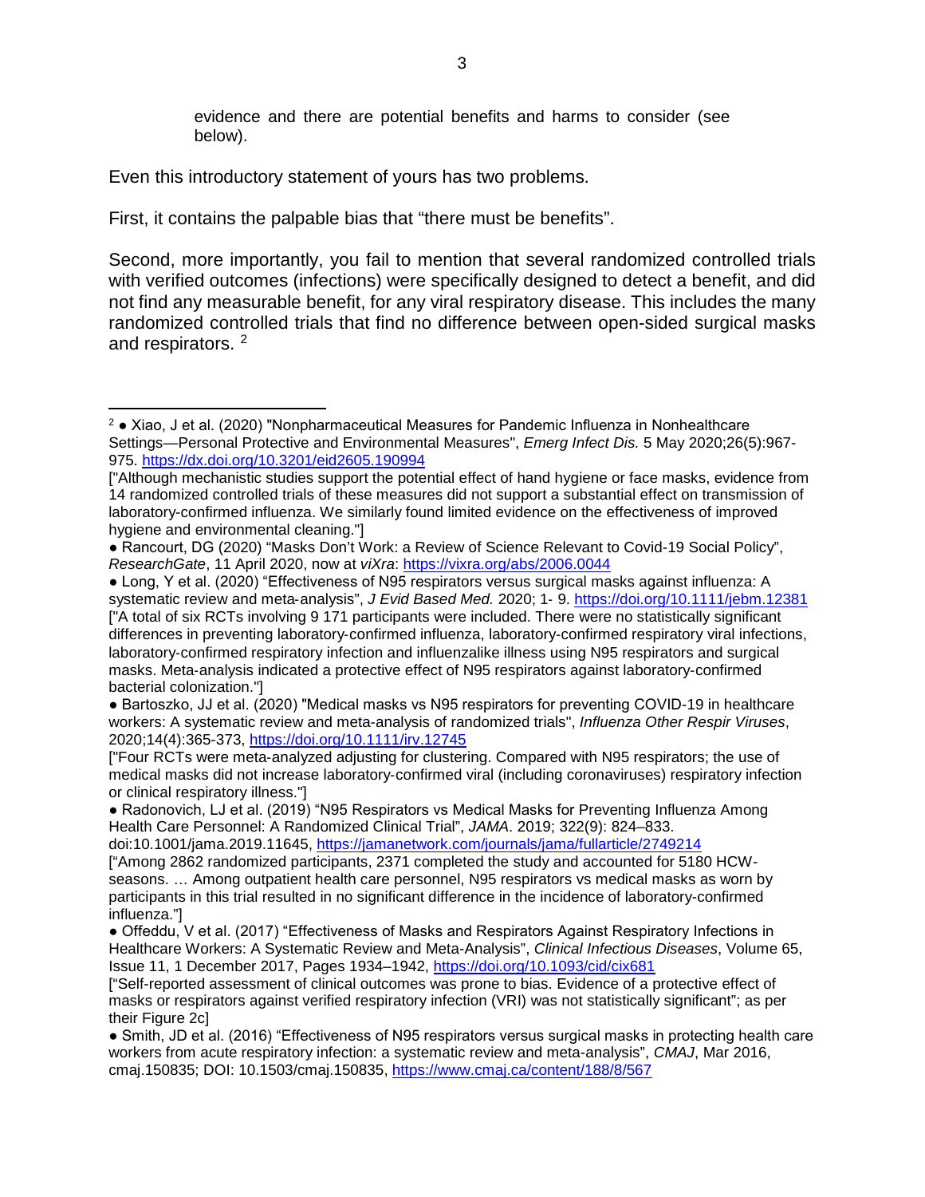> evidence and there are potential benefits and harms to consider (see below).

Even this introductory statement of yours has two problems.

First, it contains the palpable bias that "there must be benefits".

Second, more importantly, you fail to mention that several randomized controlled trials with verified outcomes (infections) were specifically designed to detect a benefit, and did not find any measurable benefit, for any viral respiratory disease. This includes the many randomized controlled trials that find no difference between open-sided surgical masks and respirators. [2]

---

[2] ● Xiao, J et al. (2020) "Nonpharmaceutical Measures for Pandemic Influenza in Nonhealthcare Settings—Personal Protective and Environmental Measures", *Emerg Infect Dis.* 5 May 2020;26(5):967-975. https://dx.doi.org/10.3201/eid2605.190994

["Although mechanistic studies support the potential effect of hand hygiene or face masks, evidence from 14 randomized controlled trials of these measures did not support a substantial effect on transmission of laboratory-confirmed influenza. We similarly found limited evidence on the effectiveness of improved hygiene and environmental cleaning."]

● Rancourt, DG (2020) "Masks Don't Work: a Review of Science Relevant to Covid-19 Social Policy", *ResearchGate*, 11 April 2020, now at *viXra*: https://vixra.org/abs/2006.0044

● Long, Y et al. (2020) "Effectiveness of N95 respirators versus surgical masks against influenza: A systematic review and meta-analysis", *J Evid Based Med.* 2020; 1- 9. https://doi.org/10.1111/jebm.12381

["A total of six RCTs involving 9 171 participants were included. There were no statistically significant differences in preventing laboratory-confirmed influenza, laboratory-confirmed respiratory viral infections, laboratory-confirmed respiratory infection and influenzalike illness using N95 respirators and surgical masks. Meta-analysis indicated a protective effect of N95 respirators against laboratory-confirmed bacterial colonization."]

● Bartoszko, JJ et al. (2020) "Medical masks vs N95 respirators for preventing COVID-19 in healthcare workers: A systematic review and meta-analysis of randomized trials", *Influenza Other Respir Viruses*, 2020;14(4):365-373, https://doi.org/10.1111/irv.12745

["Four RCTs were meta-analyzed adjusting for clustering. Compared with N95 respirators; the use of medical masks did not increase laboratory-confirmed viral (including coronaviruses) respiratory infection or clinical respiratory illness."]

● Radonovich, LJ et al. (2019) "N95 Respirators vs Medical Masks for Preventing Influenza Among Health Care Personnel: A Randomized Clinical Trial", *JAMA*. 2019; 322(9): 824–833. doi:10.1001/jama.2019.11645, https://jamanetwork.com/journals/jama/fullarticle/2749214

["Among 2862 randomized participants, 2371 completed the study and accounted for 5180 HCW-seasons. … Among outpatient health care personnel, N95 respirators vs medical masks as worn by participants in this trial resulted in no significant difference in the incidence of laboratory-confirmed influenza."]

● Offeddu, V et al. (2017) "Effectiveness of Masks and Respirators Against Respiratory Infections in Healthcare Workers: A Systematic Review and Meta-Analysis", *Clinical Infectious Diseases*, Volume 65, Issue 11, 1 December 2017, Pages 1934–1942, https://doi.org/10.1093/cid/cix681

["Self-reported assessment of clinical outcomes was prone to bias. Evidence of a protective effect of masks or respirators against verified respiratory infection (VRI) was not statistically significant"; as per their Figure 2c]

● Smith, JD et al. (2016) "Effectiveness of N95 respirators versus surgical masks in protecting health care workers from acute respiratory infection: a systematic review and meta-analysis", *CMAJ*, Mar 2016, cmaj.150835; DOI: 10.1503/cmaj.150835, https://www.cmaj.ca/content/188/8/567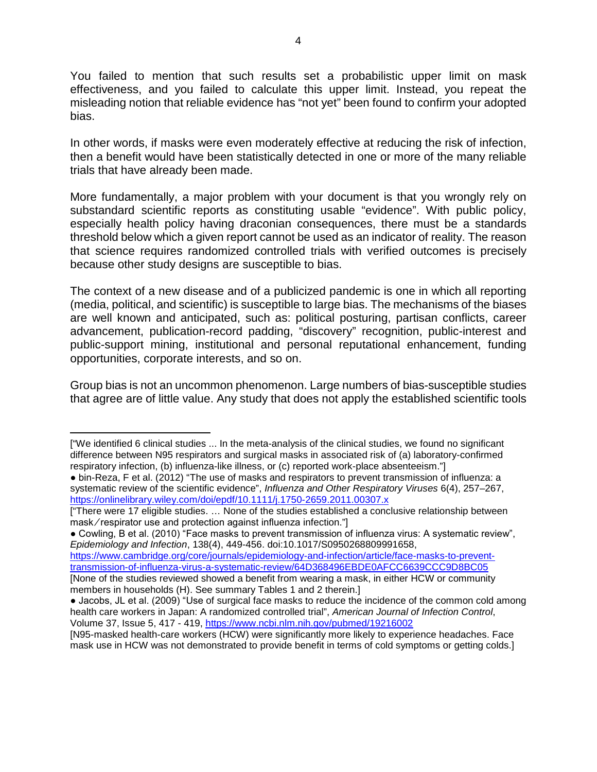You failed to mention that such results set a probabilistic upper limit on mask effectiveness, and you failed to calculate this upper limit. Instead, you repeat the misleading notion that reliable evidence has "not yet" been found to confirm your adopted bias.

In other words, if masks were even moderately effective at reducing the risk of infection, then a benefit would have been statistically detected in one or more of the many reliable trials that have already been made.

More fundamentally, a major problem with your document is that you wrongly rely on substandard scientific reports as constituting usable "evidence". With public policy, especially health policy having draconian consequences, there must be a standards threshold below which a given report cannot be used as an indicator of reality. The reason that science requires randomized controlled trials with verified outcomes is precisely because other study designs are susceptible to bias.

The context of a new disease and of a publicized pandemic is one in which all reporting (media, political, and scientific) is susceptible to large bias. The mechanisms of the biases are well known and anticipated, such as: political posturing, partisan conflicts, career advancement, publication-record padding, "discovery" recognition, public-interest and public-support mining, institutional and personal reputational enhancement, funding opportunities, corporate interests, and so on.

Group bias is not an uncommon phenomenon. Large numbers of bias-susceptible studies that agree are of little value. Any study that does not apply the established scientific tools

---

["We identified 6 clinical studies ... In the meta-analysis of the clinical studies, we found no significant difference between N95 respirators and surgical masks in associated risk of (a) laboratory-confirmed respiratory infection, (b) influenza-like illness, or (c) reported work-place absenteeism."]

- bin-Reza, F et al. (2012) "The use of masks and respirators to prevent transmission of influenza: a systematic review of the scientific evidence", *Influenza and Other Respiratory Viruses* 6(4), 257–267, https://onlinelibrary.wiley.com/doi/epdf/10.1111/j.1750-2659.2011.00307.x

["There were 17 eligible studies. … None of the studies established a conclusive relationship between mask ⁄ respirator use and protection against influenza infection."]

- Cowling, B et al. (2010) "Face masks to prevent transmission of influenza virus: A systematic review", *Epidemiology and Infection*, 138(4), 449-456. doi:10.1017/S0950268809991658, https://www.cambridge.org/core/journals/epidemiology-and-infection/article/face-masks-to-prevent-transmission-of-influenza-virus-a-systematic-review/64D368496EBDE0AFCC6639CCC9D8BC05

[None of the studies reviewed showed a benefit from wearing a mask, in either HCW or community members in households (H). See summary Tables 1 and 2 therein.]

- Jacobs, JL et al. (2009) "Use of surgical face masks to reduce the incidence of the common cold among health care workers in Japan: A randomized controlled trial", *American Journal of Infection Control*, Volume 37, Issue 5, 417 - 419, https://www.ncbi.nlm.nih.gov/pubmed/19216002

[N95-masked health-care workers (HCW) were significantly more likely to experience headaches. Face mask use in HCW was not demonstrated to provide benefit in terms of cold symptoms or getting colds.]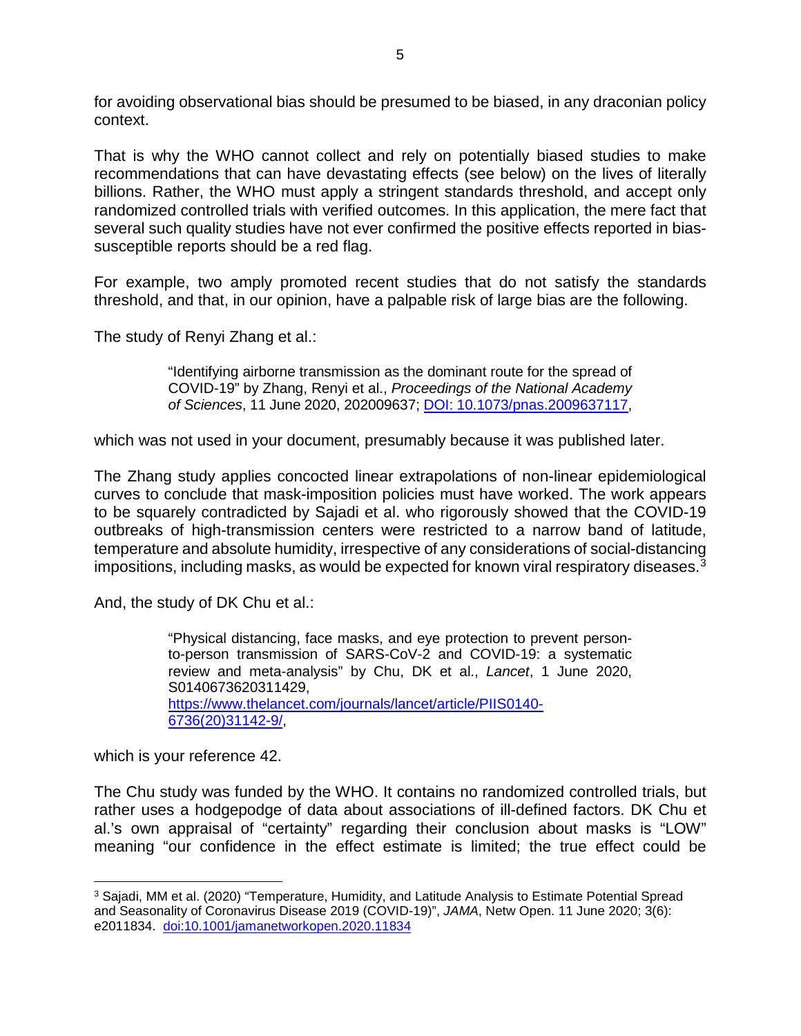for avoiding observational bias should be presumed to be biased, in any draconian policy context.

That is why the WHO cannot collect and rely on potentially biased studies to make recommendations that can have devastating effects (see below) on the lives of literally billions. Rather, the WHO must apply a stringent standards threshold, and accept only randomized controlled trials with verified outcomes. In this application, the mere fact that several such quality studies have not ever confirmed the positive effects reported in bias-susceptible reports should be a red flag.

For example, two amply promoted recent studies that do not satisfy the standards threshold, and that, in our opinion, have a palpable risk of large bias are the following.

The study of Renyi Zhang et al.:

> "Identifying airborne transmission as the dominant route for the spread of COVID-19" by Zhang, Renyi et al., *Proceedings of the National Academy of Sciences*, 11 June 2020, 202009637; [DOI: 10.1073/pnas.2009637117](https://doi.org/10.1073/pnas.2009637117),

which was not used in your document, presumably because it was published later.

The Zhang study applies concocted linear extrapolations of non-linear epidemiological curves to conclude that mask-imposition policies must have worked. The work appears to be squarely contradicted by Sajadi et al. who rigorously showed that the COVID-19 outbreaks of high-transmission centers were restricted to a narrow band of latitude, temperature and absolute humidity, irrespective of any considerations of social-distancing impositions, including masks, as would be expected for known viral respiratory diseases.[3]

And, the study of DK Chu et al.:

> "Physical distancing, face masks, and eye protection to prevent person-to-person transmission of SARS-CoV-2 and COVID-19: a systematic review and meta-analysis" by Chu, DK et al., *Lancet*, 1 June 2020, S0140673620311429, [https://www.thelancet.com/journals/lancet/article/PIIS0140-6736(20)31142-9/](https://www.thelancet.com/journals/lancet/article/PIIS0140-6736(20)31142-9/),

which is your reference 42.

The Chu study was funded by the WHO. It contains no randomized controlled trials, but rather uses a hodgepodge of data about associations of ill-defined factors. DK Chu et al.'s own appraisal of "certainty" regarding their conclusion about masks is "LOW" meaning "our confidence in the effect estimate is limited; the true effect could be

---

[3] Sajadi, MM et al. (2020) "Temperature, Humidity, and Latitude Analysis to Estimate Potential Spread and Seasonality of Coronavirus Disease 2019 (COVID-19)", *JAMA*, Netw Open. 11 June 2020; 3(6): e2011834. [doi:10.1001/jamanetworkopen.2020.11834](https://doi.org/10.1001/jamanetworkopen.2020.11834)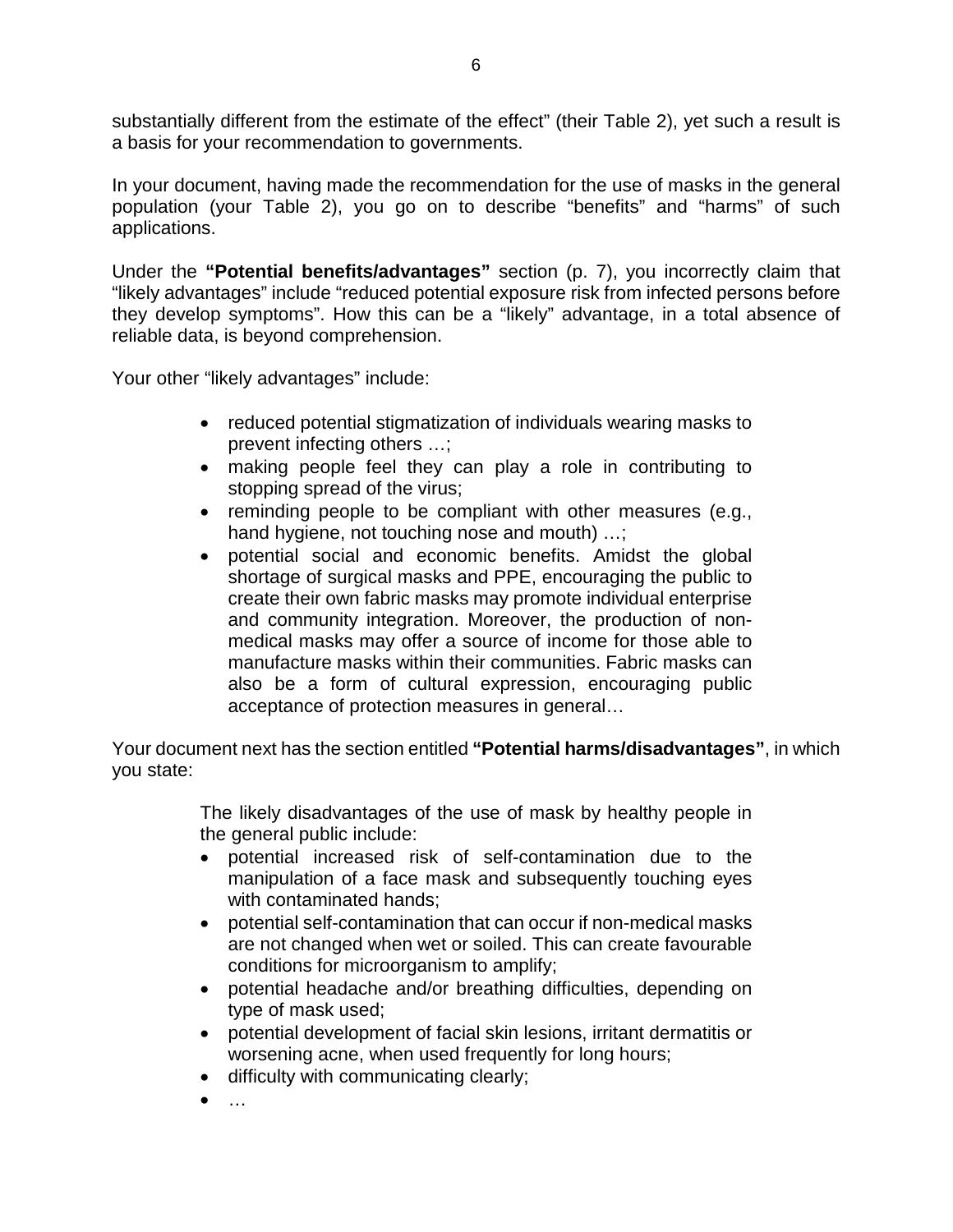substantially different from the estimate of the effect" (their Table 2), yet such a result is a basis for your recommendation to governments.

In your document, having made the recommendation for the use of masks in the general population (your Table 2), you go on to describe "benefits" and "harms" of such applications.

Under the **"Potential benefits/advantages"** section (p. 7), you incorrectly claim that "likely advantages" include "reduced potential exposure risk from infected persons before they develop symptoms". How this can be a "likely" advantage, in a total absence of reliable data, is beyond comprehension.

Your other "likely advantages" include:

> - reduced potential stigmatization of individuals wearing masks to prevent infecting others …;
> - making people feel they can play a role in contributing to stopping spread of the virus;
> - reminding people to be compliant with other measures (e.g., hand hygiene, not touching nose and mouth) …;
> - potential social and economic benefits. Amidst the global shortage of surgical masks and PPE, encouraging the public to create their own fabric masks may promote individual enterprise and community integration. Moreover, the production of non-medical masks may offer a source of income for those able to manufacture masks within their communities. Fabric masks can also be a form of cultural expression, encouraging public acceptance of protection measures in general…

Your document next has the section entitled **"Potential harms/disadvantages"**, in which you state:

> The likely disadvantages of the use of mask by healthy people in the general public include:
>
> - potential increased risk of self-contamination due to the manipulation of a face mask and subsequently touching eyes with contaminated hands;
> - potential self-contamination that can occur if non-medical masks are not changed when wet or soiled. This can create favourable conditions for microorganism to amplify;
> - potential headache and/or breathing difficulties, depending on type of mask used;
> - potential development of facial skin lesions, irritant dermatitis or worsening acne, when used frequently for long hours;
> - difficulty with communicating clearly;
> - …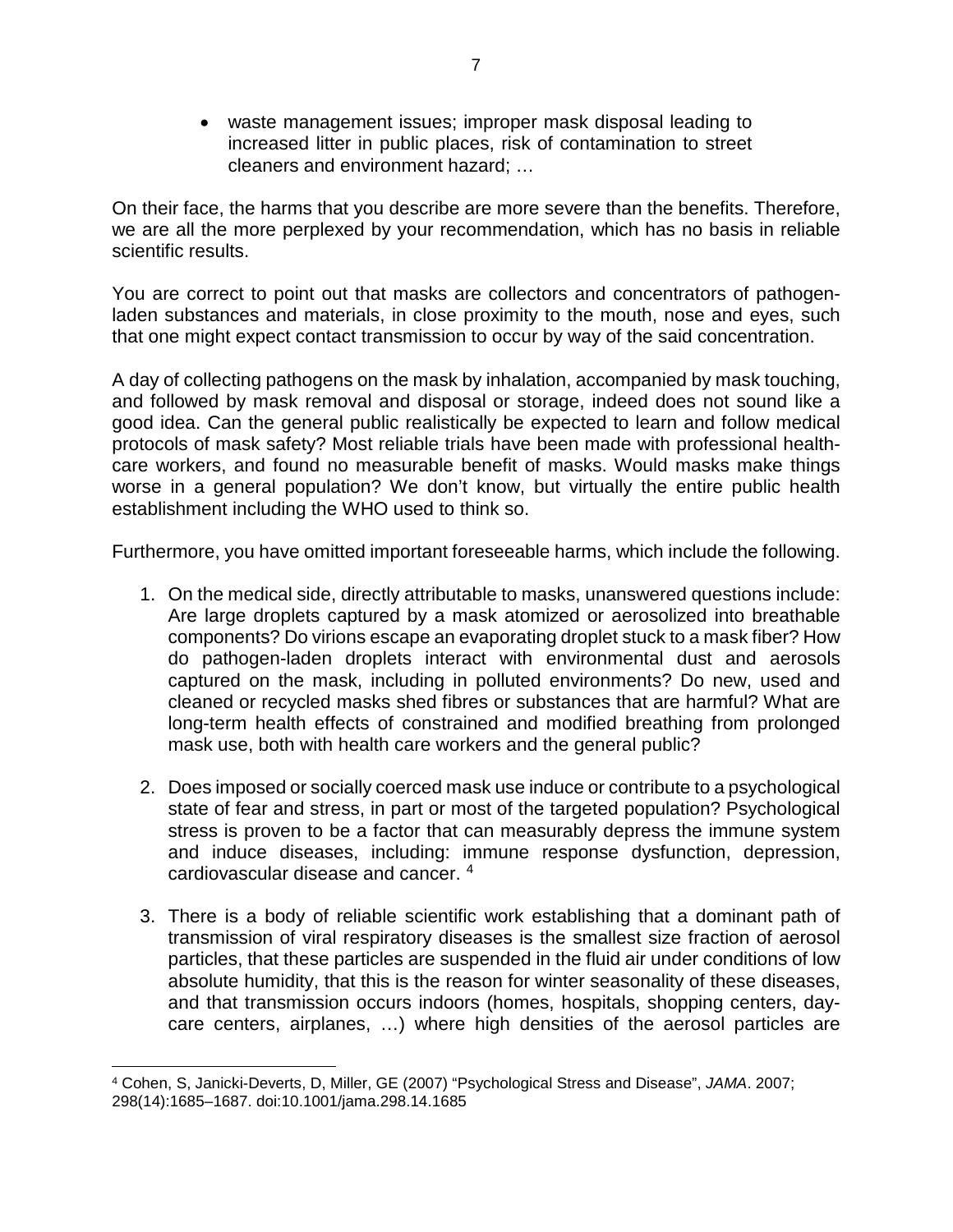- waste management issues; improper mask disposal leading to increased litter in public places, risk of contamination to street cleaners and environment hazard; …

On their face, the harms that you describe are more severe than the benefits. Therefore, we are all the more perplexed by your recommendation, which has no basis in reliable scientific results.

You are correct to point out that masks are collectors and concentrators of pathogen-laden substances and materials, in close proximity to the mouth, nose and eyes, such that one might expect contact transmission to occur by way of the said concentration.

A day of collecting pathogens on the mask by inhalation, accompanied by mask touching, and followed by mask removal and disposal or storage, indeed does not sound like a good idea. Can the general public realistically be expected to learn and follow medical protocols of mask safety? Most reliable trials have been made with professional health-care workers, and found no measurable benefit of masks. Would masks make things worse in a general population? We don't know, but virtually the entire public health establishment including the WHO used to think so.

Furthermore, you have omitted important foreseeable harms, which include the following.

1. On the medical side, directly attributable to masks, unanswered questions include: Are large droplets captured by a mask atomized or aerosolized into breathable components? Do virions escape an evaporating droplet stuck to a mask fiber? How do pathogen-laden droplets interact with environmental dust and aerosols captured on the mask, including in polluted environments? Do new, used and cleaned or recycled masks shed fibres or substances that are harmful? What are long-term health effects of constrained and modified breathing from prolonged mask use, both with health care workers and the general public?

2. Does imposed or socially coerced mask use induce or contribute to a psychological state of fear and stress, in part or most of the targeted population? Psychological stress is proven to be a factor that can measurably depress the immune system and induce diseases, including: immune response dysfunction, depression, cardiovascular disease and cancer. [4]

3. There is a body of reliable scientific work establishing that a dominant path of transmission of viral respiratory diseases is the smallest size fraction of aerosol particles, that these particles are suspended in the fluid air under conditions of low absolute humidity, that this is the reason for winter seasonality of these diseases, and that transmission occurs indoors (homes, hospitals, shopping centers, day-care centers, airplanes, …) where high densities of the aerosol particles are

---

[4] Cohen, S, Janicki-Deverts, D, Miller, GE (2007) "Psychological Stress and Disease", *JAMA*. 2007; 298(14):1685–1687. doi:10.1001/jama.298.14.1685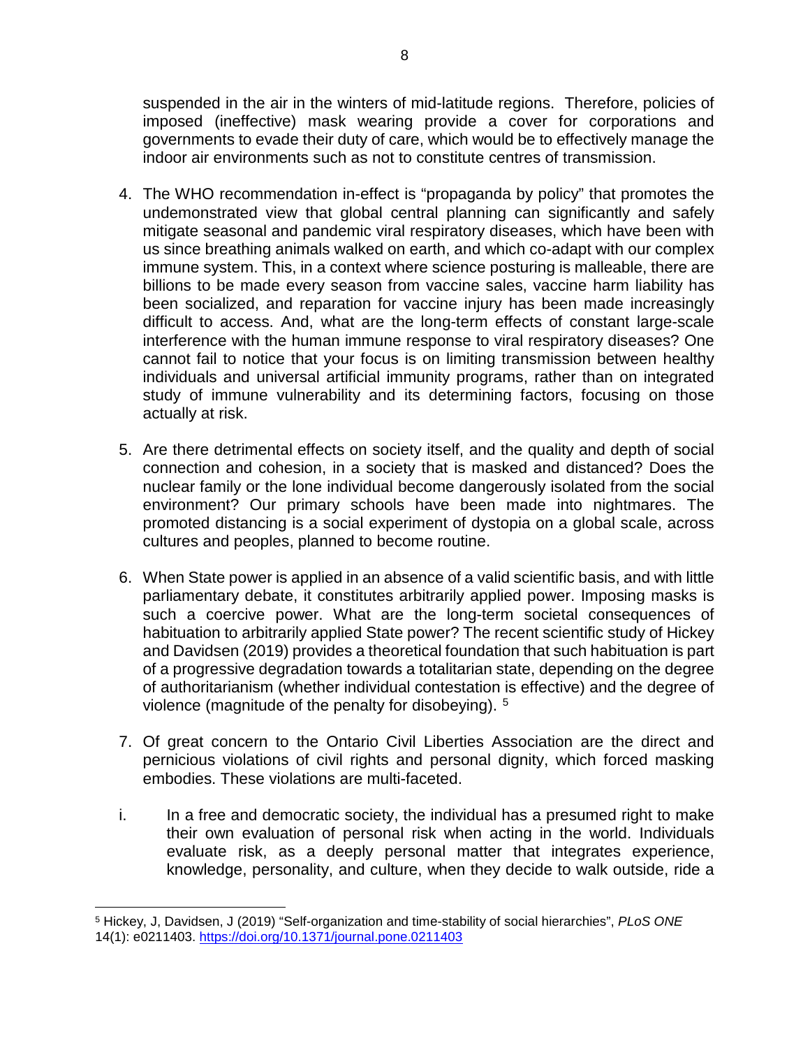suspended in the air in the winters of mid-latitude regions. Therefore, policies of imposed (ineffective) mask wearing provide a cover for corporations and governments to evade their duty of care, which would be to effectively manage the indoor air environments such as not to constitute centres of transmission.

4. The WHO recommendation in-effect is "propaganda by policy" that promotes the undemonstrated view that global central planning can significantly and safely mitigate seasonal and pandemic viral respiratory diseases, which have been with us since breathing animals walked on earth, and which co-adapt with our complex immune system. This, in a context where science posturing is malleable, there are billions to be made every season from vaccine sales, vaccine harm liability has been socialized, and reparation for vaccine injury has been made increasingly difficult to access. And, what are the long-term effects of constant large-scale interference with the human immune response to viral respiratory diseases? One cannot fail to notice that your focus is on limiting transmission between healthy individuals and universal artificial immunity programs, rather than on integrated study of immune vulnerability and its determining factors, focusing on those actually at risk.

5. Are there detrimental effects on society itself, and the quality and depth of social connection and cohesion, in a society that is masked and distanced? Does the nuclear family or the lone individual become dangerously isolated from the social environment? Our primary schools have been made into nightmares. The promoted distancing is a social experiment of dystopia on a global scale, across cultures and peoples, planned to become routine.

6. When State power is applied in an absence of a valid scientific basis, and with little parliamentary debate, it constitutes arbitrarily applied power. Imposing masks is such a coercive power. What are the long-term societal consequences of habituation to arbitrarily applied State power? The recent scientific study of Hickey and Davidsen (2019) provides a theoretical foundation that such habituation is part of a progressive degradation towards a totalitarian state, depending on the degree of authoritarianism (whether individual contestation is effective) and the degree of violence (magnitude of the penalty for disobeying). [5]

7. Of great concern to the Ontario Civil Liberties Association are the direct and pernicious violations of civil rights and personal dignity, which forced masking embodies. These violations are multi-faceted.

i. In a free and democratic society, the individual has a presumed right to make their own evaluation of personal risk when acting in the world. Individuals evaluate risk, as a deeply personal matter that integrates experience, knowledge, personality, and culture, when they decide to walk outside, ride a

---

[5] Hickey, J, Davidsen, J (2019) "Self-organization and time-stability of social hierarchies", *PLoS ONE* 14(1): e0211403. https://doi.org/10.1371/journal.pone.0211403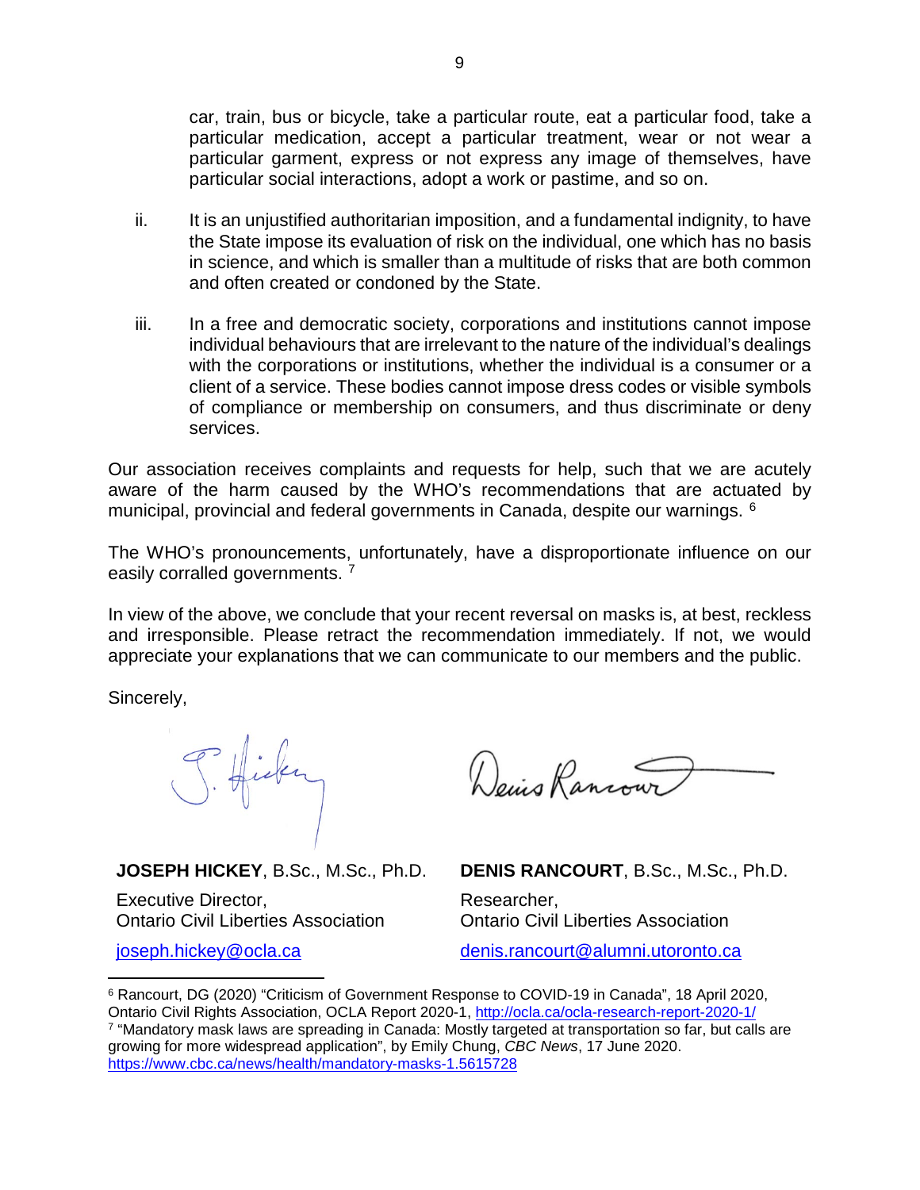car, train, bus or bicycle, take a particular route, eat a particular food, take a particular medication, accept a particular treatment, wear or not wear a particular garment, express or not express any image of themselves, have particular social interactions, adopt a work or pastime, and so on.

ii. It is an unjustified authoritarian imposition, and a fundamental indignity, to have the State impose its evaluation of risk on the individual, one which has no basis in science, and which is smaller than a multitude of risks that are both common and often created or condoned by the State.

iii. In a free and democratic society, corporations and institutions cannot impose individual behaviours that are irrelevant to the nature of the individual's dealings with the corporations or institutions, whether the individual is a consumer or a client of a service. These bodies cannot impose dress codes or visible symbols of compliance or membership on consumers, and thus discriminate or deny services.

Our association receives complaints and requests for help, such that we are acutely aware of the harm caused by the WHO's recommendations that are actuated by municipal, provincial and federal governments in Canada, despite our warnings. [6]

The WHO's pronouncements, unfortunately, have a disproportionate influence on our easily corralled governments. [7]

In view of the above, we conclude that your recent reversal on masks is, at best, reckless and irresponsible. Please retract the recommendation immediately. If not, we would appreciate your explanations that we can communicate to our members and the public.

Sincerely,

**JOSEPH HICKEY**, B.Sc., M.Sc., Ph.D.
Executive Director,
Ontario Civil Liberties Association
joseph.hickey@ocla.ca

**DENIS RANCOURT**, B.Sc., M.Sc., Ph.D.
Researcher,
Ontario Civil Liberties Association
denis.rancourt@alumni.utoronto.ca

---

[6] Rancourt, DG (2020) "Criticism of Government Response to COVID-19 in Canada", 18 April 2020, Ontario Civil Rights Association, OCLA Report 2020-1, http://ocla.ca/ocla-research-report-2020-1/

[7] "Mandatory mask laws are spreading in Canada: Mostly targeted at transportation so far, but calls are growing for more widespread application", by Emily Chung, *CBC News*, 17 June 2020. https://www.cbc.ca/news/health/mandatory-masks-1.5615728